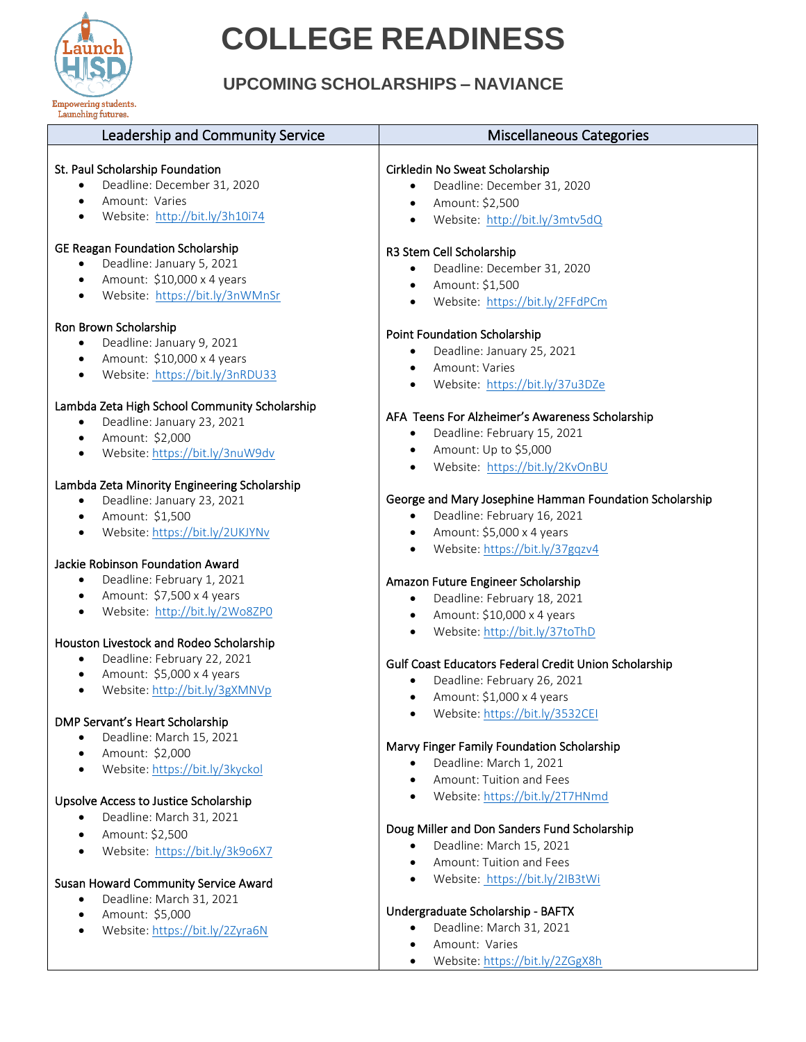# COLLEGE READINESS

## UPCOMING SCHOLARSHIPS – NAVIANCE

### Leadership and Community Service

St. Paul Scholarship Foundation
- Deadline: December 31, 2020
- Amount: Varies
- Website: http://bit.ly/3h10i74

GE Reagan Foundation Scholarship
- Deadline: January 5, 2021
- Amount: $10,000 x 4 years
- Website: https://bit.ly/3nWMnSr

Ron Brown Scholarship
- Deadline: January 9, 2021
- Amount: $10,000 x 4 years
- Website: https://bit.ly/3nRDU33

Lambda Zeta High School Community Scholarship
- Deadline: January 23, 2021
- Amount: $2,000
- Website: https://bit.ly/3nuW9dv

Lambda Zeta Minority Engineering Scholarship
- Deadline: January 23, 2021
- Amount: $1,500
- Website: https://bit.ly/2UKJYNv

Jackie Robinson Foundation Award
- Deadline: February 1, 2021
- Amount: $7,500 x 4 years
- Website: http://bit.ly/2Wo8ZP0

Houston Livestock and Rodeo Scholarship
- Deadline: February 22, 2021
- Amount: $5,000 x 4 years
- Website: http://bit.ly/3gXMNVp

DMP Servant's Heart Scholarship
- Deadline: March 15, 2021
- Amount: $2,000
- Website: https://bit.ly/3kyckol

Upsolve Access to Justice Scholarship
- Deadline: March 31, 2021
- Amount: $2,500
- Website: https://bit.ly/3k9o6X7

Susan Howard Community Service Award
- Deadline: March 31, 2021
- Amount: $5,000
- Website: https://bit.ly/2Zyra6N

### Miscellaneous Categories

Cirkledin No Sweat Scholarship
- Deadline: December 31, 2020
- Amount: $2,500
- Website: http://bit.ly/3mtv5dQ

R3 Stem Cell Scholarship
- Deadline: December 31, 2020
- Amount: $1,500
- Website: https://bit.ly/2FFdPCm

Point Foundation Scholarship
- Deadline: January 25, 2021
- Amount: Varies
- Website: https://bit.ly/37u3DZe

AFA Teens For Alzheimer's Awareness Scholarship
- Deadline: February 15, 2021
- Amount: Up to $5,000
- Website: https://bit.ly/2KvOnBU

George and Mary Josephine Hamman Foundation Scholarship
- Deadline: February 16, 2021
- Amount: $5,000 x 4 years
- Website: https://bit.ly/37gqzv4

Amazon Future Engineer Scholarship
- Deadline: February 18, 2021
- Amount: $10,000 x 4 years
- Website: http://bit.ly/37toThD

Gulf Coast Educators Federal Credit Union Scholarship
- Deadline: February 26, 2021
- Amount: $1,000 x 4 years
- Website: https://bit.ly/3532CEI

Marvy Finger Family Foundation Scholarship
- Deadline: March 1, 2021
- Amount: Tuition and Fees
- Website: https://bit.ly/2T7HNmd

Doug Miller and Don Sanders Fund Scholarship
- Deadline: March 15, 2021
- Amount: Tuition and Fees
- Website: https://bit.ly/2IB3tWi

Undergraduate Scholarship - BAFTX
- Deadline: March 31, 2021
- Amount: Varies
- Website: https://bit.ly/2ZGgX8h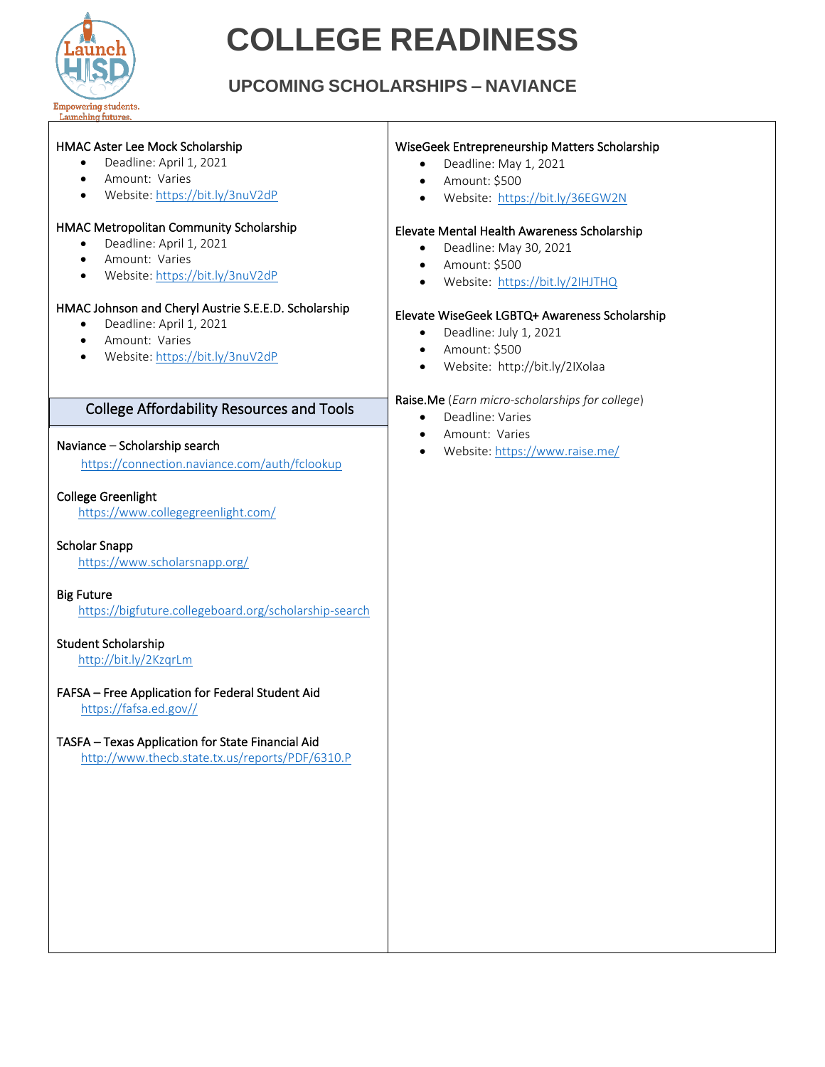# COLLEGE READINESS

## UPCOMING SCHOLARSHIPS – NAVIANCE

HMAC Aster Lee Mock Scholarship
- Deadline: April 1, 2021
- Amount: Varies
- Website: https://bit.ly/3nuV2dP

HMAC Metropolitan Community Scholarship
- Deadline: April 1, 2021
- Amount: Varies
- Website: https://bit.ly/3nuV2dP

HMAC Johnson and Cheryl Austrie S.E.E.D. Scholarship
- Deadline: April 1, 2021
- Amount: Varies
- Website: https://bit.ly/3nuV2dP

### College Affordability Resources and Tools

Naviance – Scholarship search
https://connection.naviance.com/auth/fclookup

College Greenlight
https://www.collegegreenlight.com/

Scholar Snapp
https://www.scholarsnapp.org/

Big Future
https://bigfuture.collegeboard.org/scholarship-search

Student Scholarship
http://bit.ly/2KzqrLm

FAFSA – Free Application for Federal Student Aid
https://fafsa.ed.gov//

TASFA – Texas Application for State Financial Aid
http://www.thecb.state.tx.us/reports/PDF/6310.P

WiseGeek Entrepreneurship Matters Scholarship
- Deadline: May 1, 2021
- Amount: $500
- Website: https://bit.ly/36EGW2N

Elevate Mental Health Awareness Scholarship
- Deadline: May 30, 2021
- Amount: $500
- Website: https://bit.ly/2IHJTHQ

Elevate WiseGeek LGBTQ+ Awareness Scholarship
- Deadline: July 1, 2021
- Amount: $500
- Website: http://bit.ly/2IXolaa

Raise.Me (*Earn micro-scholarships for college*)
- Deadline: Varies
- Amount: Varies
- Website: https://www.raise.me/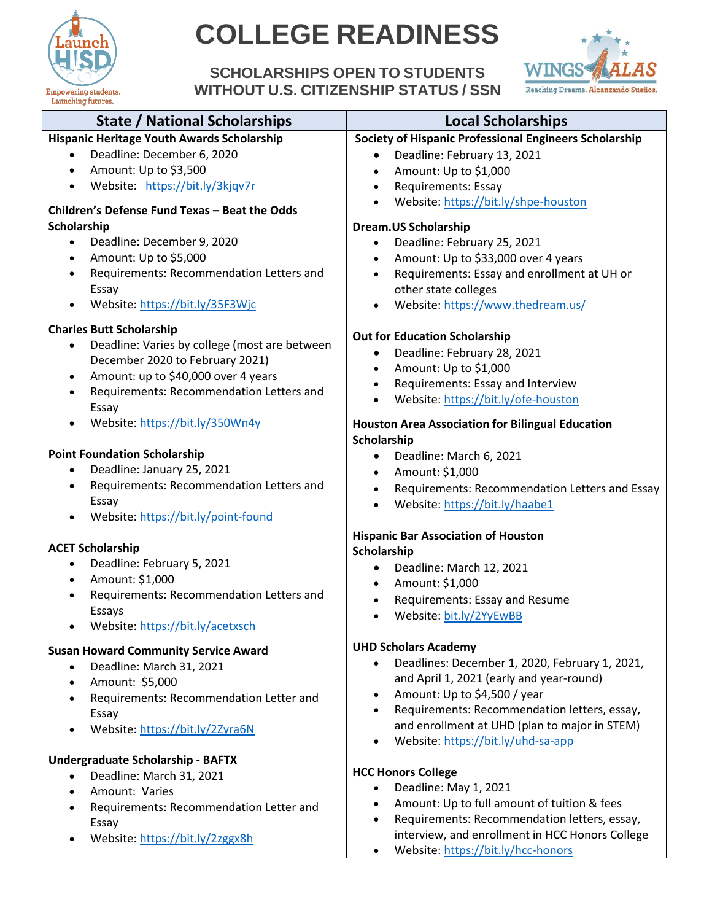# COLLEGE READINESS

## SCHOLARSHIPS OPEN TO STUDENTS WITHOUT U.S. CITIZENSHIP STATUS / SSN

Launch HISD — Empowering students. Launching futures.

WINGS ALAS — Reaching Dreams. Alcanzando Sueños.

## State / National Scholarships

**Hispanic Heritage Youth Awards Scholarship**
- Deadline: December 6, 2020
- Amount: Up to $3,500
- Website: https://bit.ly/3kjqv7r

**Children's Defense Fund Texas – Beat the Odds Scholarship**
- Deadline: December 9, 2020
- Amount: Up to $5,000
- Requirements: Recommendation Letters and Essay
- Website: https://bit.ly/35F3Wjc

**Charles Butt Scholarship**
- Deadline: Varies by college (most are between December 2020 to February 2021)
- Amount: up to $40,000 over 4 years
- Requirements: Recommendation Letters and Essay
- Website: https://bit.ly/350Wn4y

**Point Foundation Scholarship**
- Deadline: January 25, 2021
- Requirements: Recommendation Letters and Essay
- Website: https://bit.ly/point-found

**ACET Scholarship**
- Deadline: February 5, 2021
- Amount: $1,000
- Requirements: Recommendation Letters and Essays
- Website: https://bit.ly/acetxsch

**Susan Howard Community Service Award**
- Deadline: March 31, 2021
- Amount: $5,000
- Requirements: Recommendation Letter and Essay
- Website: https://bit.ly/2Zyra6N

**Undergraduate Scholarship - BAFTX**
- Deadline: March 31, 2021
- Amount: Varies
- Requirements: Recommendation Letter and Essay
- Website: https://bit.ly/2zggx8h

## Local Scholarships

**Society of Hispanic Professional Engineers Scholarship**
- Deadline: February 13, 2021
- Amount: Up to $1,000
- Requirements: Essay
- Website: https://bit.ly/shpe-houston

**Dream.US Scholarship**
- Deadline: February 25, 2021
- Amount: Up to $33,000 over 4 years
- Requirements: Essay and enrollment at UH or other state colleges
- Website: https://www.thedream.us/

**Out for Education Scholarship**
- Deadline: February 28, 2021
- Amount: Up to $1,000
- Requirements: Essay and Interview
- Website: https://bit.ly/ofe-houston

**Houston Area Association for Bilingual Education Scholarship**
- Deadline: March 6, 2021
- Amount: $1,000
- Requirements: Recommendation Letters and Essay
- Website: https://bit.ly/haabe1

**Hispanic Bar Association of Houston Scholarship**
- Deadline: March 12, 2021
- Amount: $1,000
- Requirements: Essay and Resume
- Website: bit.ly/2YyEwBB

**UHD Scholars Academy**
- Deadlines: December 1, 2020, February 1, 2021, and April 1, 2021 (early and year-round)
- Amount: Up to $4,500 / year
- Requirements: Recommendation letters, essay, and enrollment at UHD (plan to major in STEM)
- Website: https://bit.ly/uhd-sa-app

**HCC Honors College**
- Deadline: May 1, 2021
- Amount: Up to full amount of tuition & fees
- Requirements: Recommendation letters, essay, interview, and enrollment in HCC Honors College
- Website: https://bit.ly/hcc-honors